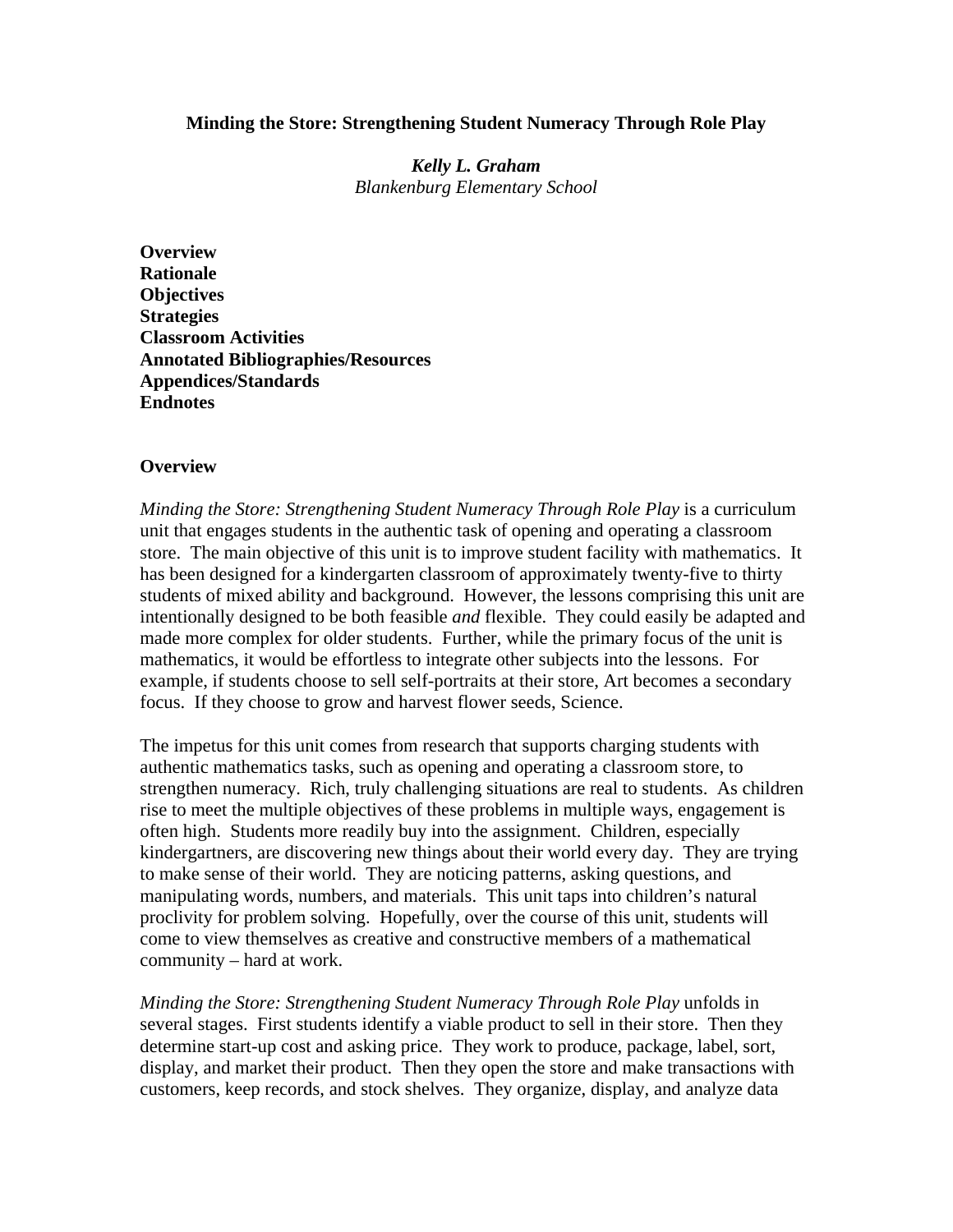# Minding the Store: Strengthening Student Numeracy Through Role Play

***Kelly L. Graham***
*Blankenburg Elementary School*

**Overview**
**Rationale**
**Objectives**
**Strategies**
**Classroom Activities**
**Annotated Bibliographies/Resources**
**Appendices/Standards**
**Endnotes**

## Overview

*Minding the Store: Strengthening Student Numeracy Through Role Play* is a curriculum unit that engages students in the authentic task of opening and operating a classroom store. The main objective of this unit is to improve student facility with mathematics. It has been designed for a kindergarten classroom of approximately twenty-five to thirty students of mixed ability and background. However, the lessons comprising this unit are intentionally designed to be both feasible *and* flexible. They could easily be adapted and made more complex for older students. Further, while the primary focus of the unit is mathematics, it would be effortless to integrate other subjects into the lessons. For example, if students choose to sell self-portraits at their store, Art becomes a secondary focus. If they choose to grow and harvest flower seeds, Science.

The impetus for this unit comes from research that supports charging students with authentic mathematics tasks, such as opening and operating a classroom store, to strengthen numeracy. Rich, truly challenging situations are real to students. As children rise to meet the multiple objectives of these problems in multiple ways, engagement is often high. Students more readily buy into the assignment. Children, especially kindergartners, are discovering new things about their world every day. They are trying to make sense of their world. They are noticing patterns, asking questions, and manipulating words, numbers, and materials. This unit taps into children's natural proclivity for problem solving. Hopefully, over the course of this unit, students will come to view themselves as creative and constructive members of a mathematical community – hard at work.

*Minding the Store: Strengthening Student Numeracy Through Role Play* unfolds in several stages. First students identify a viable product to sell in their store. Then they determine start-up cost and asking price. They work to produce, package, label, sort, display, and market their product. Then they open the store and make transactions with customers, keep records, and stock shelves. They organize, display, and analyze data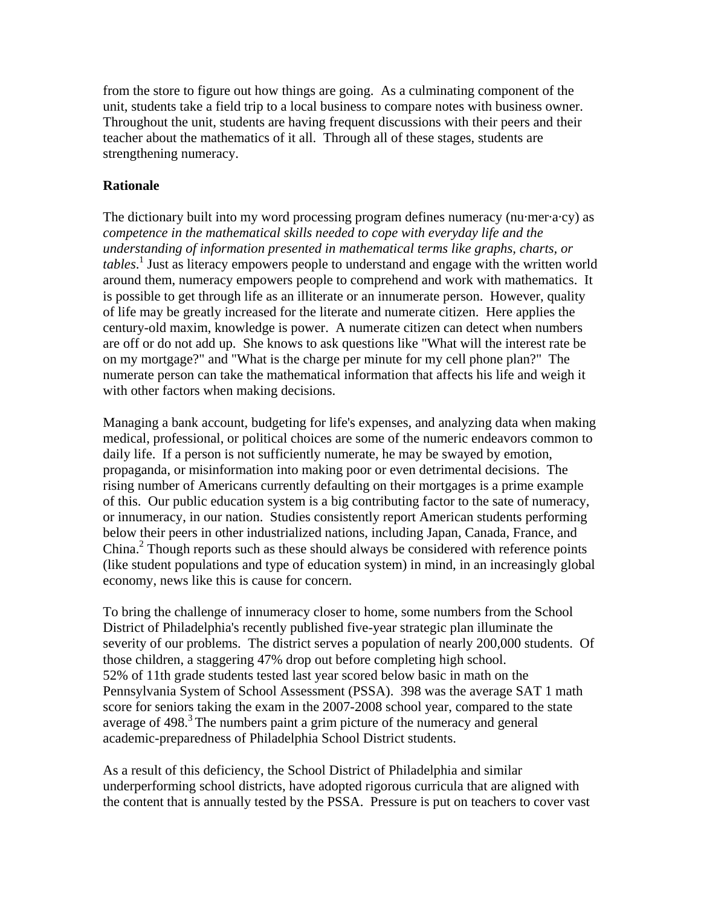from the store to figure out how things are going. As a culminating component of the unit, students take a field trip to a local business to compare notes with business owner. Throughout the unit, students are having frequent discussions with their peers and their teacher about the mathematics of it all. Through all of these stages, students are strengthening numeracy.

**Rationale**

The dictionary built into my word processing program defines numeracy (nu·mer·a·cy) as *competence in the mathematical skills needed to cope with everyday life and the understanding of information presented in mathematical terms like graphs, charts, or tables*.[1] Just as literacy empowers people to understand and engage with the written world around them, numeracy empowers people to comprehend and work with mathematics. It is possible to get through life as an illiterate or an innumerate person. However, quality of life may be greatly increased for the literate and numerate citizen. Here applies the century-old maxim, knowledge is power. A numerate citizen can detect when numbers are off or do not add up. She knows to ask questions like "What will the interest rate be on my mortgage?" and "What is the charge per minute for my cell phone plan?" The numerate person can take the mathematical information that affects his life and weigh it with other factors when making decisions.

Managing a bank account, budgeting for life's expenses, and analyzing data when making medical, professional, or political choices are some of the numeric endeavors common to daily life. If a person is not sufficiently numerate, he may be swayed by emotion, propaganda, or misinformation into making poor or even detrimental decisions. The rising number of Americans currently defaulting on their mortgages is a prime example of this. Our public education system is a big contributing factor to the sate of numeracy, or innumeracy, in our nation. Studies consistently report American students performing below their peers in other industrialized nations, including Japan, Canada, France, and China.[2] Though reports such as these should always be considered with reference points (like student populations and type of education system) in mind, in an increasingly global economy, news like this is cause for concern.

To bring the challenge of innumeracy closer to home, some numbers from the School District of Philadelphia's recently published five-year strategic plan illuminate the severity of our problems. The district serves a population of nearly 200,000 students. Of those children, a staggering 47% drop out before completing high school. 52% of 11th grade students tested last year scored below basic in math on the Pennsylvania System of School Assessment (PSSA). 398 was the average SAT 1 math score for seniors taking the exam in the 2007-2008 school year, compared to the state average of 498.[3] The numbers paint a grim picture of the numeracy and general academic-preparedness of Philadelphia School District students.

As a result of this deficiency, the School District of Philadelphia and similar underperforming school districts, have adopted rigorous curricula that are aligned with the content that is annually tested by the PSSA. Pressure is put on teachers to cover vast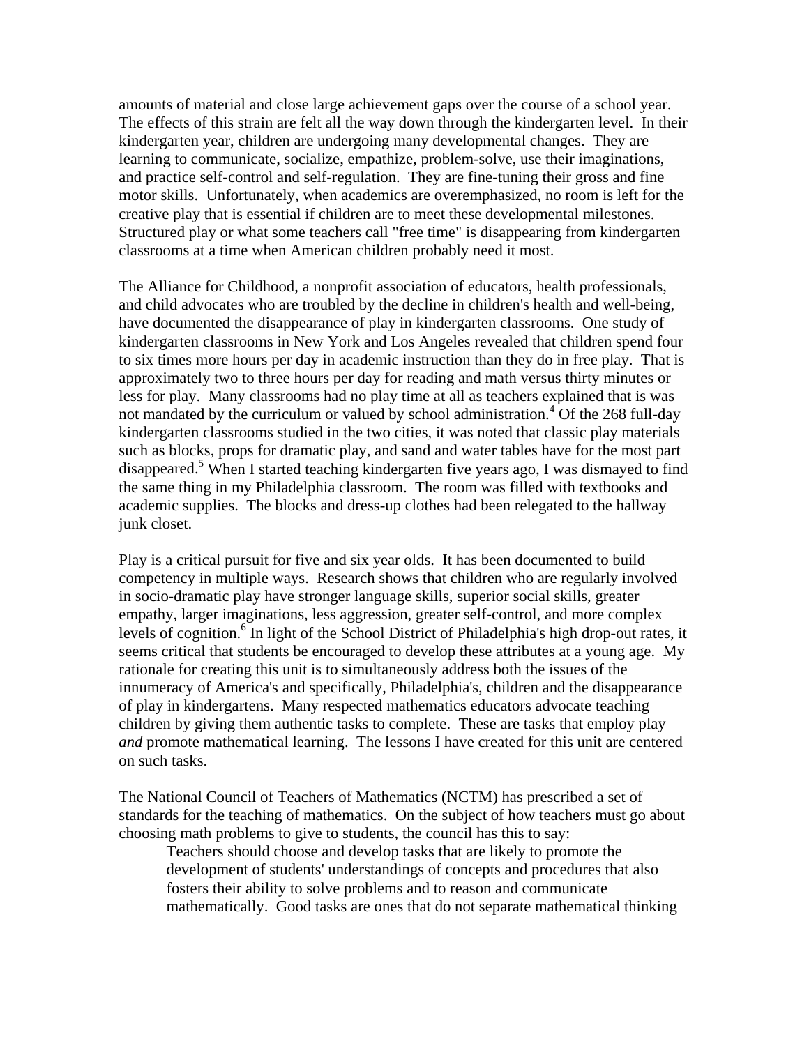amounts of material and close large achievement gaps over the course of a school year. The effects of this strain are felt all the way down through the kindergarten level. In their kindergarten year, children are undergoing many developmental changes. They are learning to communicate, socialize, empathize, problem-solve, use their imaginations, and practice self-control and self-regulation. They are fine-tuning their gross and fine motor skills. Unfortunately, when academics are overemphasized, no room is left for the creative play that is essential if children are to meet these developmental milestones. Structured play or what some teachers call "free time" is disappearing from kindergarten classrooms at a time when American children probably need it most.

The Alliance for Childhood, a nonprofit association of educators, health professionals, and child advocates who are troubled by the decline in children's health and well-being, have documented the disappearance of play in kindergarten classrooms. One study of kindergarten classrooms in New York and Los Angeles revealed that children spend four to six times more hours per day in academic instruction than they do in free play. That is approximately two to three hours per day for reading and math versus thirty minutes or less for play. Many classrooms had no play time at all as teachers explained that is was not mandated by the curriculum or valued by school administration.[4] Of the 268 full-day kindergarten classrooms studied in the two cities, it was noted that classic play materials such as blocks, props for dramatic play, and sand and water tables have for the most part disappeared.[5] When I started teaching kindergarten five years ago, I was dismayed to find the same thing in my Philadelphia classroom. The room was filled with textbooks and academic supplies. The blocks and dress-up clothes had been relegated to the hallway junk closet.

Play is a critical pursuit for five and six year olds. It has been documented to build competency in multiple ways. Research shows that children who are regularly involved in socio-dramatic play have stronger language skills, superior social skills, greater empathy, larger imaginations, less aggression, greater self-control, and more complex levels of cognition.[6] In light of the School District of Philadelphia's high drop-out rates, it seems critical that students be encouraged to develop these attributes at a young age. My rationale for creating this unit is to simultaneously address both the issues of the innumeracy of America's and specifically, Philadelphia's, children and the disappearance of play in kindergartens. Many respected mathematics educators advocate teaching children by giving them authentic tasks to complete. These are tasks that employ play *and* promote mathematical learning. The lessons I have created for this unit are centered on such tasks.

The National Council of Teachers of Mathematics (NCTM) has prescribed a set of standards for the teaching of mathematics. On the subject of how teachers must go about choosing math problems to give to students, the council has this to say:

> Teachers should choose and develop tasks that are likely to promote the development of students' understandings of concepts and procedures that also fosters their ability to solve problems and to reason and communicate mathematically. Good tasks are ones that do not separate mathematical thinking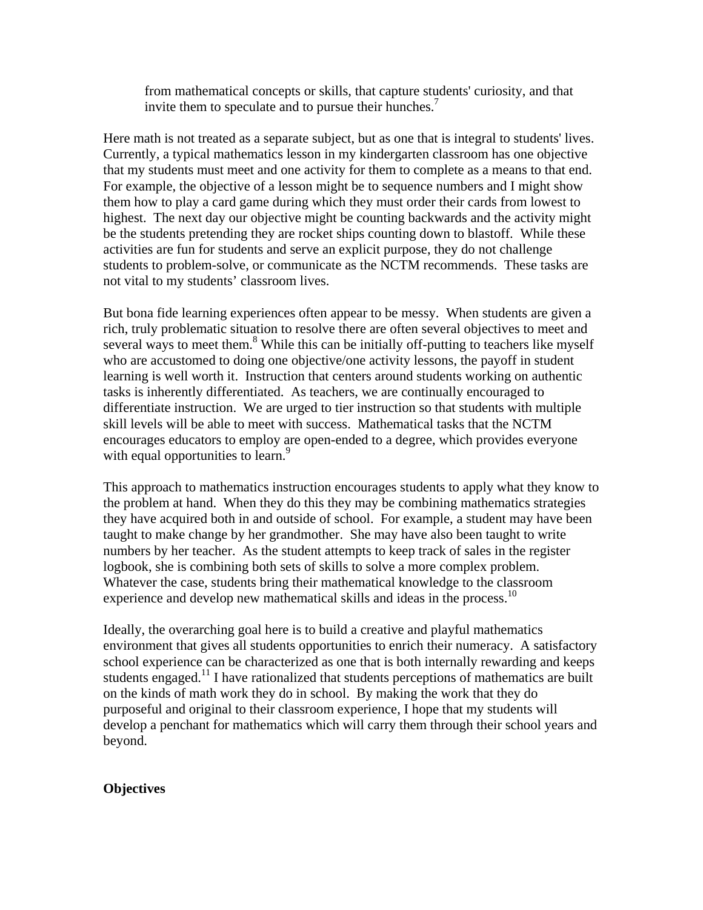> from mathematical concepts or skills, that capture students' curiosity, and that invite them to speculate and to pursue their hunches.[7]

Here math is not treated as a separate subject, but as one that is integral to students' lives. Currently, a typical mathematics lesson in my kindergarten classroom has one objective that my students must meet and one activity for them to complete as a means to that end. For example, the objective of a lesson might be to sequence numbers and I might show them how to play a card game during which they must order their cards from lowest to highest. The next day our objective might be counting backwards and the activity might be the students pretending they are rocket ships counting down to blastoff. While these activities are fun for students and serve an explicit purpose, they do not challenge students to problem-solve, or communicate as the NCTM recommends. These tasks are not vital to my students' classroom lives.

But bona fide learning experiences often appear to be messy. When students are given a rich, truly problematic situation to resolve there are often several objectives to meet and several ways to meet them.[8] While this can be initially off-putting to teachers like myself who are accustomed to doing one objective/one activity lessons, the payoff in student learning is well worth it. Instruction that centers around students working on authentic tasks is inherently differentiated. As teachers, we are continually encouraged to differentiate instruction. We are urged to tier instruction so that students with multiple skill levels will be able to meet with success. Mathematical tasks that the NCTM encourages educators to employ are open-ended to a degree, which provides everyone with equal opportunities to learn.[9]

This approach to mathematics instruction encourages students to apply what they know to the problem at hand. When they do this they may be combining mathematics strategies they have acquired both in and outside of school. For example, a student may have been taught to make change by her grandmother. She may have also been taught to write numbers by her teacher. As the student attempts to keep track of sales in the register logbook, she is combining both sets of skills to solve a more complex problem. Whatever the case, students bring their mathematical knowledge to the classroom experience and develop new mathematical skills and ideas in the process.[10]

Ideally, the overarching goal here is to build a creative and playful mathematics environment that gives all students opportunities to enrich their numeracy. A satisfactory school experience can be characterized as one that is both internally rewarding and keeps students engaged.[11] I have rationalized that students perceptions of mathematics are built on the kinds of math work they do in school. By making the work that they do purposeful and original to their classroom experience, I hope that my students will develop a penchant for mathematics which will carry them through their school years and beyond.

**Objectives**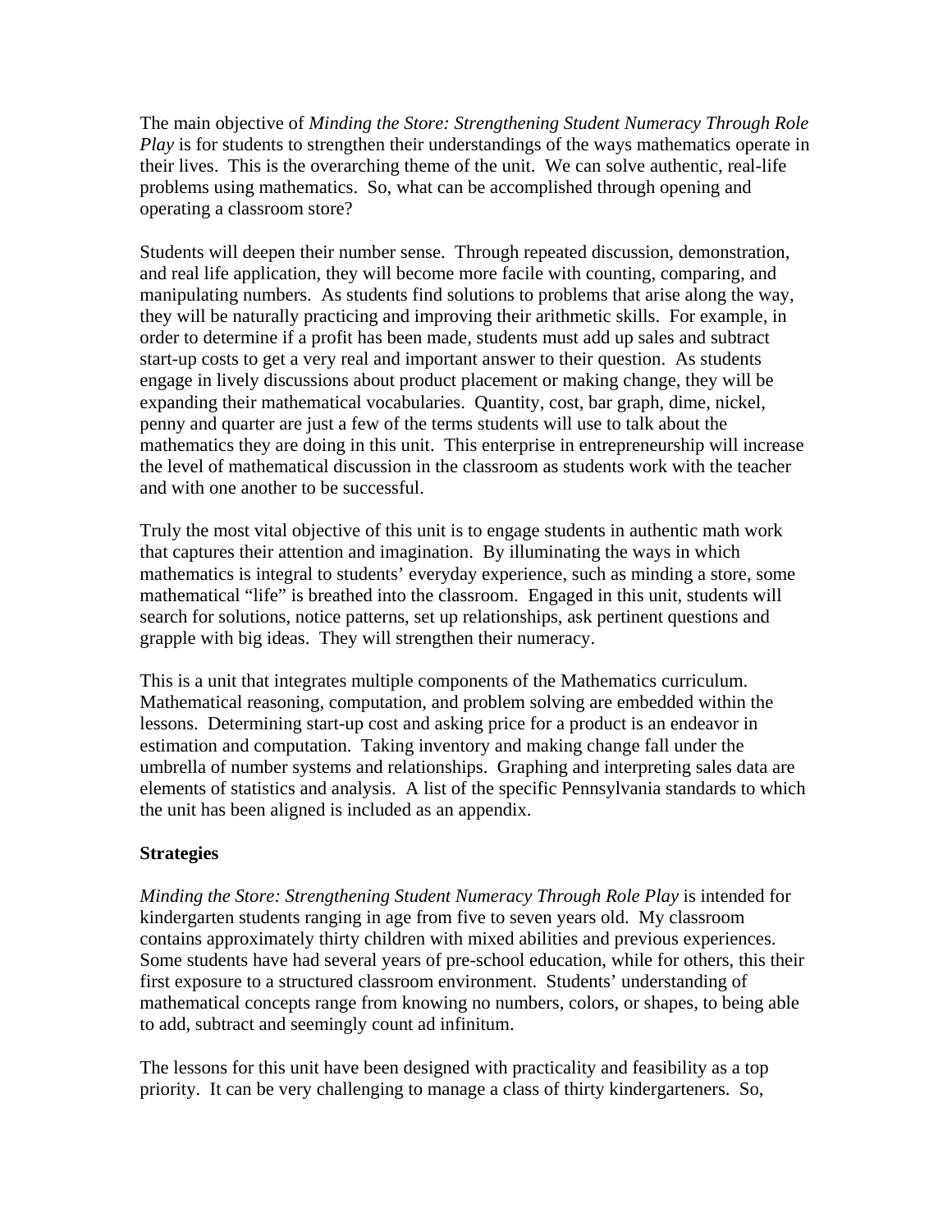The main objective of *Minding the Store: Strengthening Student Numeracy Through Role Play* is for students to strengthen their understandings of the ways mathematics operate in their lives. This is the overarching theme of the unit. We can solve authentic, real-life problems using mathematics. So, what can be accomplished through opening and operating a classroom store?

Students will deepen their number sense. Through repeated discussion, demonstration, and real life application, they will become more facile with counting, comparing, and manipulating numbers. As students find solutions to problems that arise along the way, they will be naturally practicing and improving their arithmetic skills. For example, in order to determine if a profit has been made, students must add up sales and subtract start-up costs to get a very real and important answer to their question. As students engage in lively discussions about product placement or making change, they will be expanding their mathematical vocabularies. Quantity, cost, bar graph, dime, nickel, penny and quarter are just a few of the terms students will use to talk about the mathematics they are doing in this unit. This enterprise in entrepreneurship will increase the level of mathematical discussion in the classroom as students work with the teacher and with one another to be successful.

Truly the most vital objective of this unit is to engage students in authentic math work that captures their attention and imagination. By illuminating the ways in which mathematics is integral to students' everyday experience, such as minding a store, some mathematical "life" is breathed into the classroom. Engaged in this unit, students will search for solutions, notice patterns, set up relationships, ask pertinent questions and grapple with big ideas. They will strengthen their numeracy.

This is a unit that integrates multiple components of the Mathematics curriculum. Mathematical reasoning, computation, and problem solving are embedded within the lessons. Determining start-up cost and asking price for a product is an endeavor in estimation and computation. Taking inventory and making change fall under the umbrella of number systems and relationships. Graphing and interpreting sales data are elements of statistics and analysis. A list of the specific Pennsylvania standards to which the unit has been aligned is included as an appendix.

**Strategies**

*Minding the Store: Strengthening Student Numeracy Through Role Play* is intended for kindergarten students ranging in age from five to seven years old. My classroom contains approximately thirty children with mixed abilities and previous experiences. Some students have had several years of pre-school education, while for others, this their first exposure to a structured classroom environment. Students' understanding of mathematical concepts range from knowing no numbers, colors, or shapes, to being able to add, subtract and seemingly count ad infinitum.

The lessons for this unit have been designed with practicality and feasibility as a top priority. It can be very challenging to manage a class of thirty kindergarteners. So,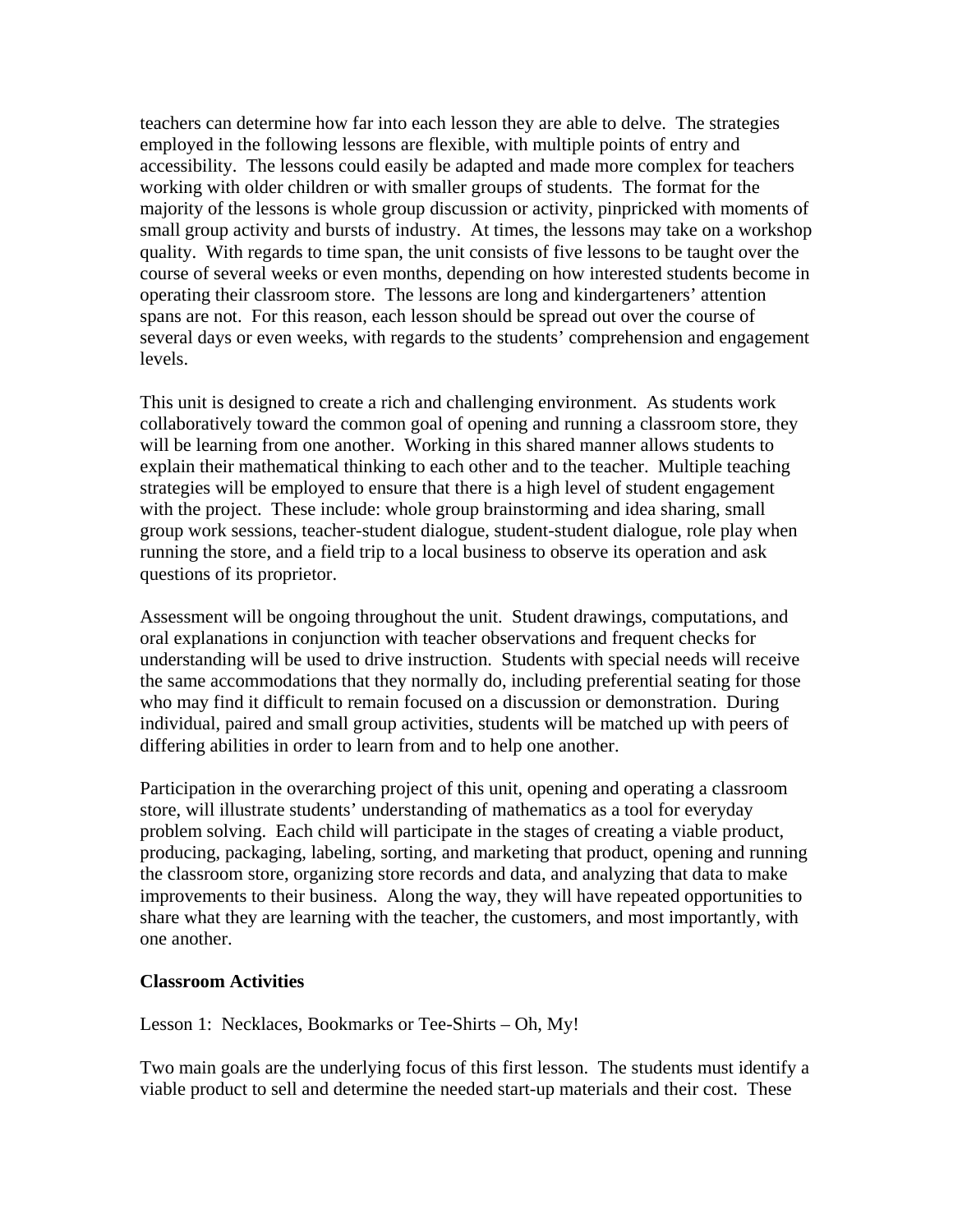teachers can determine how far into each lesson they are able to delve. The strategies employed in the following lessons are flexible, with multiple points of entry and accessibility. The lessons could easily be adapted and made more complex for teachers working with older children or with smaller groups of students. The format for the majority of the lessons is whole group discussion or activity, pinpricked with moments of small group activity and bursts of industry. At times, the lessons may take on a workshop quality. With regards to time span, the unit consists of five lessons to be taught over the course of several weeks or even months, depending on how interested students become in operating their classroom store. The lessons are long and kindergarteners' attention spans are not. For this reason, each lesson should be spread out over the course of several days or even weeks, with regards to the students' comprehension and engagement levels.

This unit is designed to create a rich and challenging environment. As students work collaboratively toward the common goal of opening and running a classroom store, they will be learning from one another. Working in this shared manner allows students to explain their mathematical thinking to each other and to the teacher. Multiple teaching strategies will be employed to ensure that there is a high level of student engagement with the project. These include: whole group brainstorming and idea sharing, small group work sessions, teacher-student dialogue, student-student dialogue, role play when running the store, and a field trip to a local business to observe its operation and ask questions of its proprietor.

Assessment will be ongoing throughout the unit. Student drawings, computations, and oral explanations in conjunction with teacher observations and frequent checks for understanding will be used to drive instruction. Students with special needs will receive the same accommodations that they normally do, including preferential seating for those who may find it difficult to remain focused on a discussion or demonstration. During individual, paired and small group activities, students will be matched up with peers of differing abilities in order to learn from and to help one another.

Participation in the overarching project of this unit, opening and operating a classroom store, will illustrate students' understanding of mathematics as a tool for everyday problem solving. Each child will participate in the stages of creating a viable product, producing, packaging, labeling, sorting, and marketing that product, opening and running the classroom store, organizing store records and data, and analyzing that data to make improvements to their business. Along the way, they will have repeated opportunities to share what they are learning with the teacher, the customers, and most importantly, with one another.

## Classroom Activities

Lesson 1: Necklaces, Bookmarks or Tee-Shirts – Oh, My!

Two main goals are the underlying focus of this first lesson. The students must identify a viable product to sell and determine the needed start-up materials and their cost. These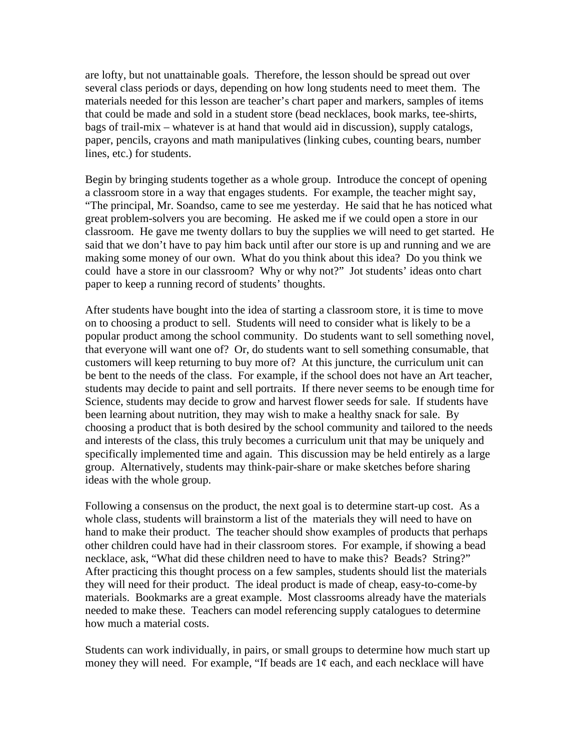are lofty, but not unattainable goals. Therefore, the lesson should be spread out over several class periods or days, depending on how long students need to meet them. The materials needed for this lesson are teacher's chart paper and markers, samples of items that could be made and sold in a student store (bead necklaces, book marks, tee-shirts, bags of trail-mix – whatever is at hand that would aid in discussion), supply catalogs, paper, pencils, crayons and math manipulatives (linking cubes, counting bears, number lines, etc.) for students.

Begin by bringing students together as a whole group. Introduce the concept of opening a classroom store in a way that engages students. For example, the teacher might say, "The principal, Mr. Soandso, came to see me yesterday. He said that he has noticed what great problem-solvers you are becoming. He asked me if we could open a store in our classroom. He gave me twenty dollars to buy the supplies we will need to get started. He said that we don't have to pay him back until after our store is up and running and we are making some money of our own. What do you think about this idea? Do you think we could have a store in our classroom? Why or why not?" Jot students' ideas onto chart paper to keep a running record of students' thoughts.

After students have bought into the idea of starting a classroom store, it is time to move on to choosing a product to sell. Students will need to consider what is likely to be a popular product among the school community. Do students want to sell something novel, that everyone will want one of? Or, do students want to sell something consumable, that customers will keep returning to buy more of? At this juncture, the curriculum unit can be bent to the needs of the class. For example, if the school does not have an Art teacher, students may decide to paint and sell portraits. If there never seems to be enough time for Science, students may decide to grow and harvest flower seeds for sale. If students have been learning about nutrition, they may wish to make a healthy snack for sale. By choosing a product that is both desired by the school community and tailored to the needs and interests of the class, this truly becomes a curriculum unit that may be uniquely and specifically implemented time and again. This discussion may be held entirely as a large group. Alternatively, students may think-pair-share or make sketches before sharing ideas with the whole group.

Following a consensus on the product, the next goal is to determine start-up cost. As a whole class, students will brainstorm a list of the materials they will need to have on hand to make their product. The teacher should show examples of products that perhaps other children could have had in their classroom stores. For example, if showing a bead necklace, ask, "What did these children need to have to make this? Beads? String?" After practicing this thought process on a few samples, students should list the materials they will need for their product. The ideal product is made of cheap, easy-to-come-by materials. Bookmarks are a great example. Most classrooms already have the materials needed to make these. Teachers can model referencing supply catalogues to determine how much a material costs.

Students can work individually, in pairs, or small groups to determine how much start up money they will need. For example, "If beads are 1¢ each, and each necklace will have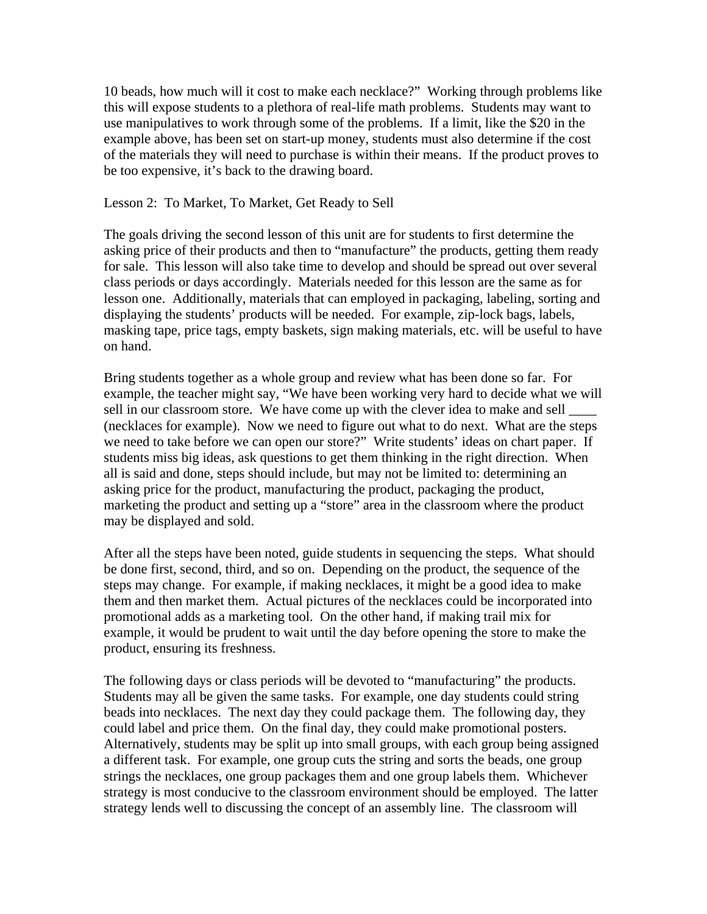10 beads, how much will it cost to make each necklace?" Working through problems like this will expose students to a plethora of real-life math problems. Students may want to use manipulatives to work through some of the problems. If a limit, like the $20 in the example above, has been set on start-up money, students must also determine if the cost of the materials they will need to purchase is within their means. If the product proves to be too expensive, it's back to the drawing board.

Lesson 2: To Market, To Market, Get Ready to Sell

The goals driving the second lesson of this unit are for students to first determine the asking price of their products and then to "manufacture" the products, getting them ready for sale. This lesson will also take time to develop and should be spread out over several class periods or days accordingly. Materials needed for this lesson are the same as for lesson one. Additionally, materials that can employed in packaging, labeling, sorting and displaying the students' products will be needed. For example, zip-lock bags, labels, masking tape, price tags, empty baskets, sign making materials, etc. will be useful to have on hand.

Bring students together as a whole group and review what has been done so far. For example, the teacher might say, "We have been working very hard to decide what we will sell in our classroom store. We have come up with the clever idea to make and sell ____ (necklaces for example). Now we need to figure out what to do next. What are the steps we need to take before we can open our store?" Write students' ideas on chart paper. If students miss big ideas, ask questions to get them thinking in the right direction. When all is said and done, steps should include, but may not be limited to: determining an asking price for the product, manufacturing the product, packaging the product, marketing the product and setting up a "store" area in the classroom where the product may be displayed and sold.

After all the steps have been noted, guide students in sequencing the steps. What should be done first, second, third, and so on. Depending on the product, the sequence of the steps may change. For example, if making necklaces, it might be a good idea to make them and then market them. Actual pictures of the necklaces could be incorporated into promotional adds as a marketing tool. On the other hand, if making trail mix for example, it would be prudent to wait until the day before opening the store to make the product, ensuring its freshness.

The following days or class periods will be devoted to "manufacturing" the products. Students may all be given the same tasks. For example, one day students could string beads into necklaces. The next day they could package them. The following day, they could label and price them. On the final day, they could make promotional posters. Alternatively, students may be split up into small groups, with each group being assigned a different task. For example, one group cuts the string and sorts the beads, one group strings the necklaces, one group packages them and one group labels them. Whichever strategy is most conducive to the classroom environment should be employed. The latter strategy lends well to discussing the concept of an assembly line. The classroom will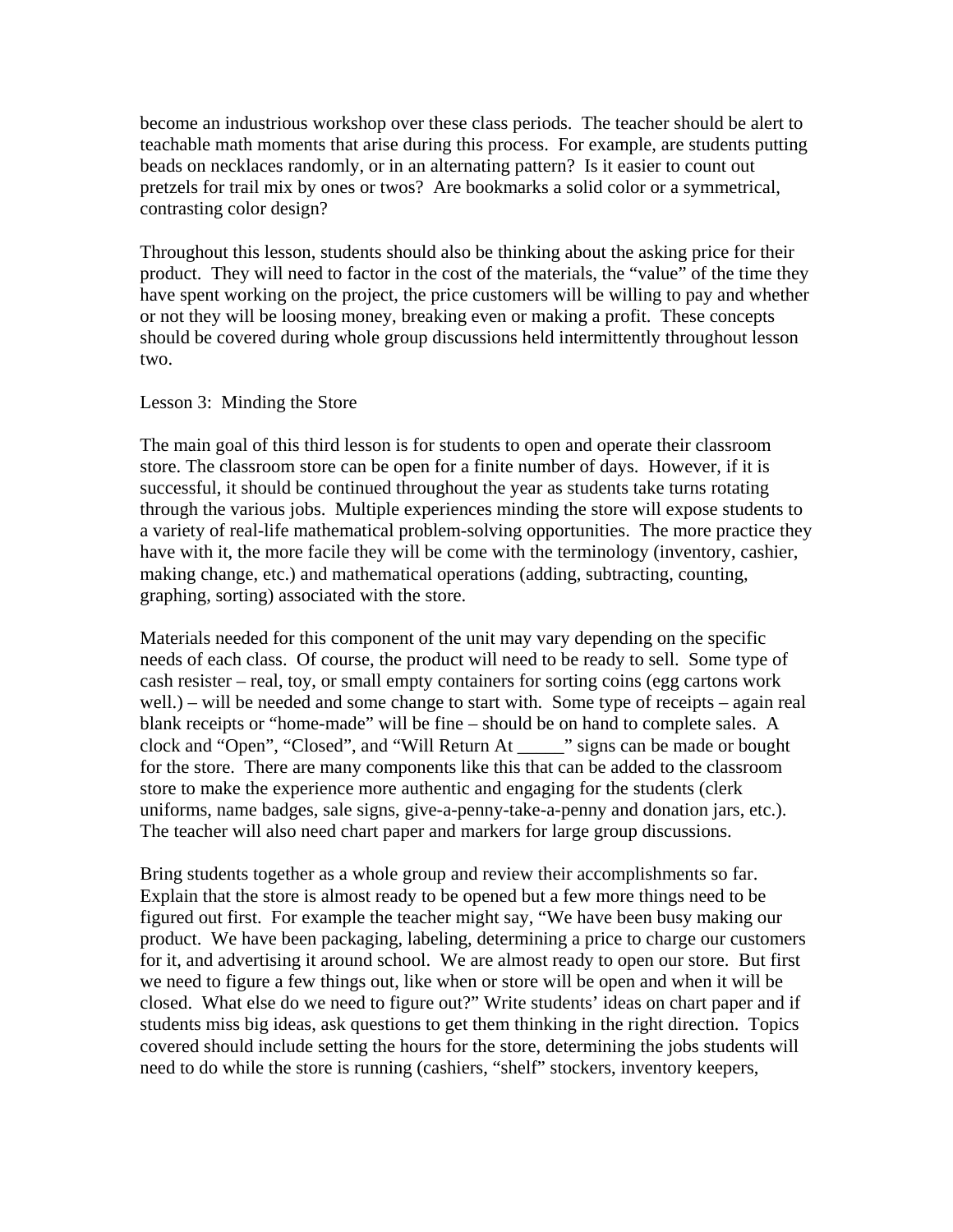become an industrious workshop over these class periods. The teacher should be alert to teachable math moments that arise during this process. For example, are students putting beads on necklaces randomly, or in an alternating pattern? Is it easier to count out pretzels for trail mix by ones or twos? Are bookmarks a solid color or a symmetrical, contrasting color design?

Throughout this lesson, students should also be thinking about the asking price for their product. They will need to factor in the cost of the materials, the "value" of the time they have spent working on the project, the price customers will be willing to pay and whether or not they will be loosing money, breaking even or making a profit. These concepts should be covered during whole group discussions held intermittently throughout lesson two.

Lesson 3: Minding the Store

The main goal of this third lesson is for students to open and operate their classroom store. The classroom store can be open for a finite number of days. However, if it is successful, it should be continued throughout the year as students take turns rotating through the various jobs. Multiple experiences minding the store will expose students to a variety of real-life mathematical problem-solving opportunities. The more practice they have with it, the more facile they will be come with the terminology (inventory, cashier, making change, etc.) and mathematical operations (adding, subtracting, counting, graphing, sorting) associated with the store.

Materials needed for this component of the unit may vary depending on the specific needs of each class. Of course, the product will need to be ready to sell. Some type of cash resister – real, toy, or small empty containers for sorting coins (egg cartons work well.) – will be needed and some change to start with. Some type of receipts – again real blank receipts or "home-made" will be fine – should be on hand to complete sales. A clock and "Open", "Closed", and "Will Return At _____" signs can be made or bought for the store. There are many components like this that can be added to the classroom store to make the experience more authentic and engaging for the students (clerk uniforms, name badges, sale signs, give-a-penny-take-a-penny and donation jars, etc.). The teacher will also need chart paper and markers for large group discussions.

Bring students together as a whole group and review their accomplishments so far. Explain that the store is almost ready to be opened but a few more things need to be figured out first. For example the teacher might say, "We have been busy making our product. We have been packaging, labeling, determining a price to charge our customers for it, and advertising it around school. We are almost ready to open our store. But first we need to figure a few things out, like when or store will be open and when it will be closed. What else do we need to figure out?" Write students' ideas on chart paper and if students miss big ideas, ask questions to get them thinking in the right direction. Topics covered should include setting the hours for the store, determining the jobs students will need to do while the store is running (cashiers, "shelf" stockers, inventory keepers,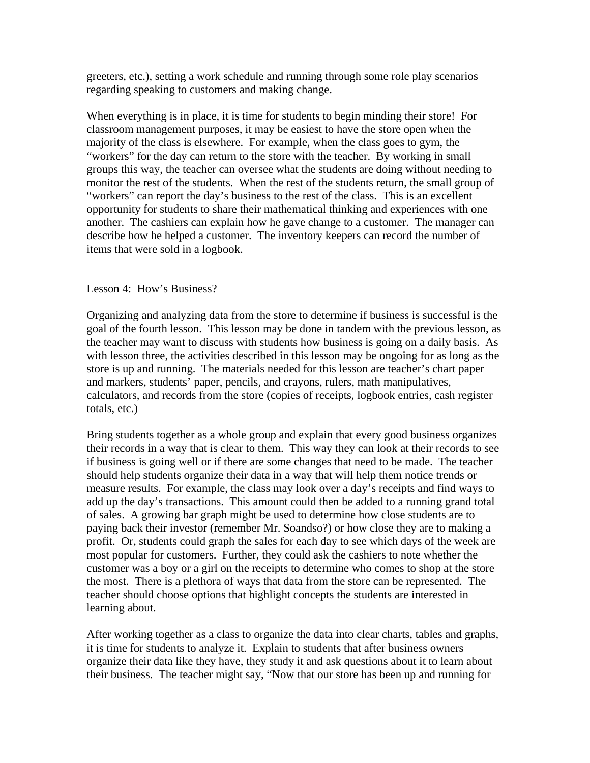greeters, etc.), setting a work schedule and running through some role play scenarios regarding speaking to customers and making change.

When everything is in place, it is time for students to begin minding their store! For classroom management purposes, it may be easiest to have the store open when the majority of the class is elsewhere. For example, when the class goes to gym, the "workers" for the day can return to the store with the teacher. By working in small groups this way, the teacher can oversee what the students are doing without needing to monitor the rest of the students. When the rest of the students return, the small group of "workers" can report the day's business to the rest of the class. This is an excellent opportunity for students to share their mathematical thinking and experiences with one another. The cashiers can explain how he gave change to a customer. The manager can describe how he helped a customer. The inventory keepers can record the number of items that were sold in a logbook.

Lesson 4: How's Business?

Organizing and analyzing data from the store to determine if business is successful is the goal of the fourth lesson. This lesson may be done in tandem with the previous lesson, as the teacher may want to discuss with students how business is going on a daily basis. As with lesson three, the activities described in this lesson may be ongoing for as long as the store is up and running. The materials needed for this lesson are teacher's chart paper and markers, students' paper, pencils, and crayons, rulers, math manipulatives, calculators, and records from the store (copies of receipts, logbook entries, cash register totals, etc.)

Bring students together as a whole group and explain that every good business organizes their records in a way that is clear to them. This way they can look at their records to see if business is going well or if there are some changes that need to be made. The teacher should help students organize their data in a way that will help them notice trends or measure results. For example, the class may look over a day's receipts and find ways to add up the day's transactions. This amount could then be added to a running grand total of sales. A growing bar graph might be used to determine how close students are to paying back their investor (remember Mr. Soandso?) or how close they are to making a profit. Or, students could graph the sales for each day to see which days of the week are most popular for customers. Further, they could ask the cashiers to note whether the customer was a boy or a girl on the receipts to determine who comes to shop at the store the most. There is a plethora of ways that data from the store can be represented. The teacher should choose options that highlight concepts the students are interested in learning about.

After working together as a class to organize the data into clear charts, tables and graphs, it is time for students to analyze it. Explain to students that after business owners organize their data like they have, they study it and ask questions about it to learn about their business. The teacher might say, "Now that our store has been up and running for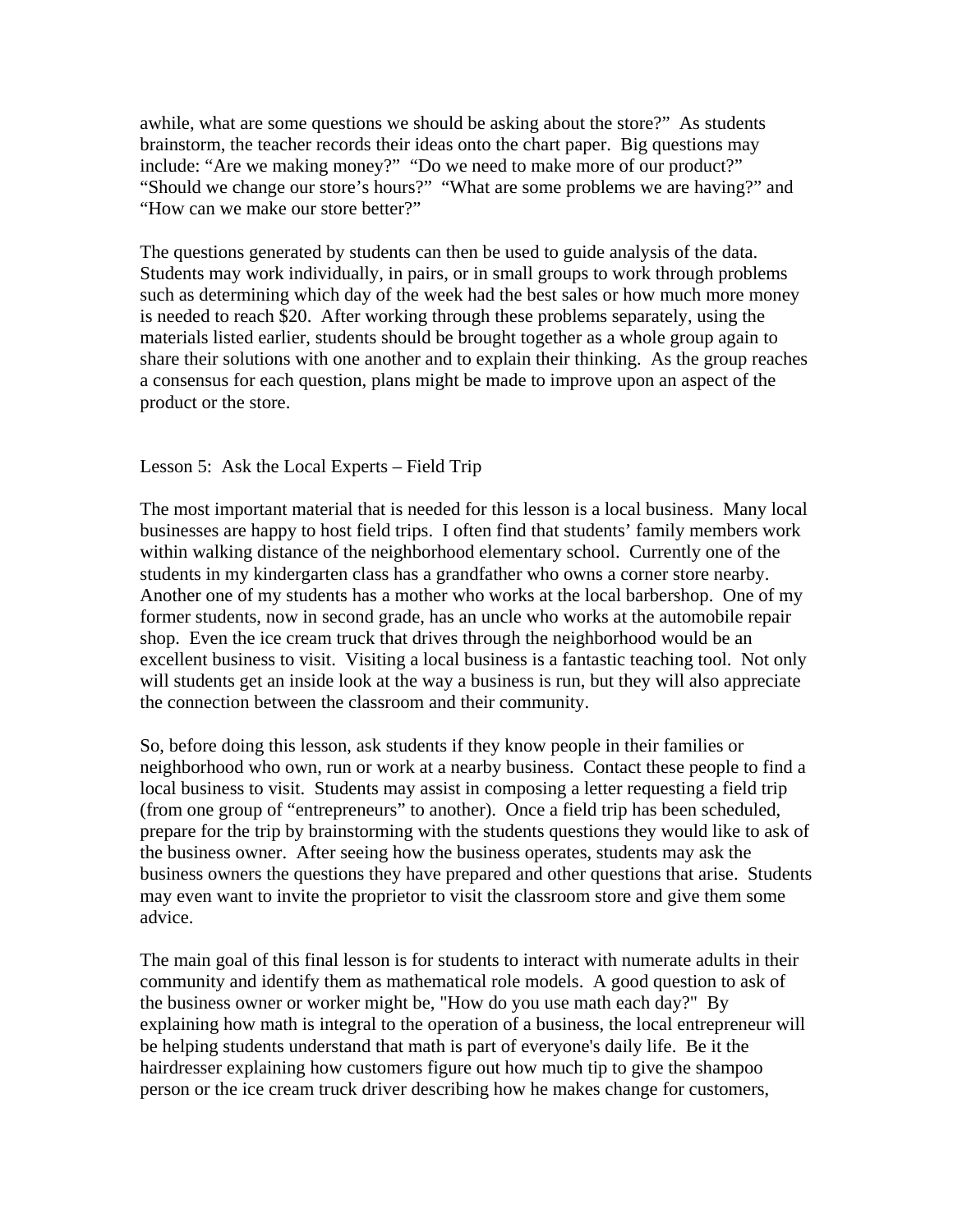awhile, what are some questions we should be asking about the store?" As students brainstorm, the teacher records their ideas onto the chart paper. Big questions may include: "Are we making money?" "Do we need to make more of our product?" "Should we change our store's hours?" "What are some problems we are having?" and "How can we make our store better?"

The questions generated by students can then be used to guide analysis of the data. Students may work individually, in pairs, or in small groups to work through problems such as determining which day of the week had the best sales or how much more money is needed to reach $20. After working through these problems separately, using the materials listed earlier, students should be brought together as a whole group again to share their solutions with one another and to explain their thinking. As the group reaches a consensus for each question, plans might be made to improve upon an aspect of the product or the store.

## Lesson 5: Ask the Local Experts – Field Trip

The most important material that is needed for this lesson is a local business. Many local businesses are happy to host field trips. I often find that students' family members work within walking distance of the neighborhood elementary school. Currently one of the students in my kindergarten class has a grandfather who owns a corner store nearby. Another one of my students has a mother who works at the local barbershop. One of my former students, now in second grade, has an uncle who works at the automobile repair shop. Even the ice cream truck that drives through the neighborhood would be an excellent business to visit. Visiting a local business is a fantastic teaching tool. Not only will students get an inside look at the way a business is run, but they will also appreciate the connection between the classroom and their community.

So, before doing this lesson, ask students if they know people in their families or neighborhood who own, run or work at a nearby business. Contact these people to find a local business to visit. Students may assist in composing a letter requesting a field trip (from one group of "entrepreneurs" to another). Once a field trip has been scheduled, prepare for the trip by brainstorming with the students questions they would like to ask of the business owner. After seeing how the business operates, students may ask the business owners the questions they have prepared and other questions that arise. Students may even want to invite the proprietor to visit the classroom store and give them some advice.

The main goal of this final lesson is for students to interact with numerate adults in their community and identify them as mathematical role models. A good question to ask of the business owner or worker might be, "How do you use math each day?" By explaining how math is integral to the operation of a business, the local entrepreneur will be helping students understand that math is part of everyone's daily life. Be it the hairdresser explaining how customers figure out how much tip to give the shampoo person or the ice cream truck driver describing how he makes change for customers,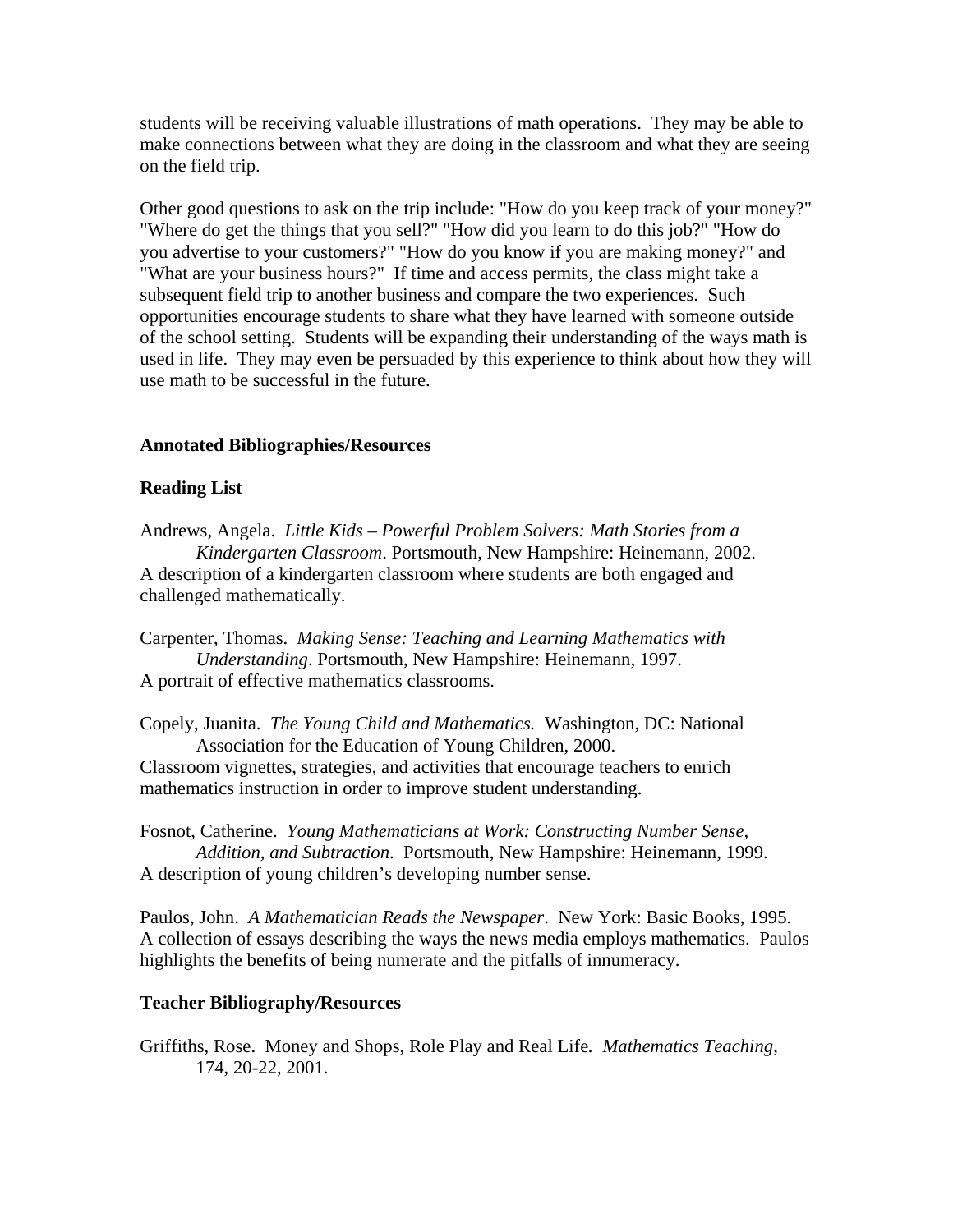students will be receiving valuable illustrations of math operations. They may be able to make connections between what they are doing in the classroom and what they are seeing on the field trip.

Other good questions to ask on the trip include: "How do you keep track of your money?" "Where do get the things that you sell?" "How did you learn to do this job?" "How do you advertise to your customers?" "How do you know if you are making money?" and "What are your business hours?" If time and access permits, the class might take a subsequent field trip to another business and compare the two experiences. Such opportunities encourage students to share what they have learned with someone outside of the school setting. Students will be expanding their understanding of the ways math is used in life. They may even be persuaded by this experience to think about how they will use math to be successful in the future.

## Annotated Bibliographies/Resources

### Reading List

Andrews, Angela. *Little Kids – Powerful Problem Solvers: Math Stories from a Kindergarten Classroom*. Portsmouth, New Hampshire: Heinemann, 2002.
A description of a kindergarten classroom where students are both engaged and challenged mathematically.

Carpenter, Thomas. *Making Sense: Teaching and Learning Mathematics with Understanding*. Portsmouth, New Hampshire: Heinemann, 1997.
A portrait of effective mathematics classrooms.

Copely, Juanita. *The Young Child and Mathematics.* Washington, DC: National Association for the Education of Young Children, 2000.
Classroom vignettes, strategies, and activities that encourage teachers to enrich mathematics instruction in order to improve student understanding.

Fosnot, Catherine. *Young Mathematicians at Work: Constructing Number Sense, Addition, and Subtraction*. Portsmouth, New Hampshire: Heinemann, 1999.
A description of young children's developing number sense.

Paulos, John. *A Mathematician Reads the Newspaper*. New York: Basic Books, 1995.
A collection of essays describing the ways the news media employs mathematics. Paulos highlights the benefits of being numerate and the pitfalls of innumeracy.

### Teacher Bibliography/Resources

Griffiths, Rose. Money and Shops, Role Play and Real Life. *Mathematics Teaching*, 174, 20-22, 2001.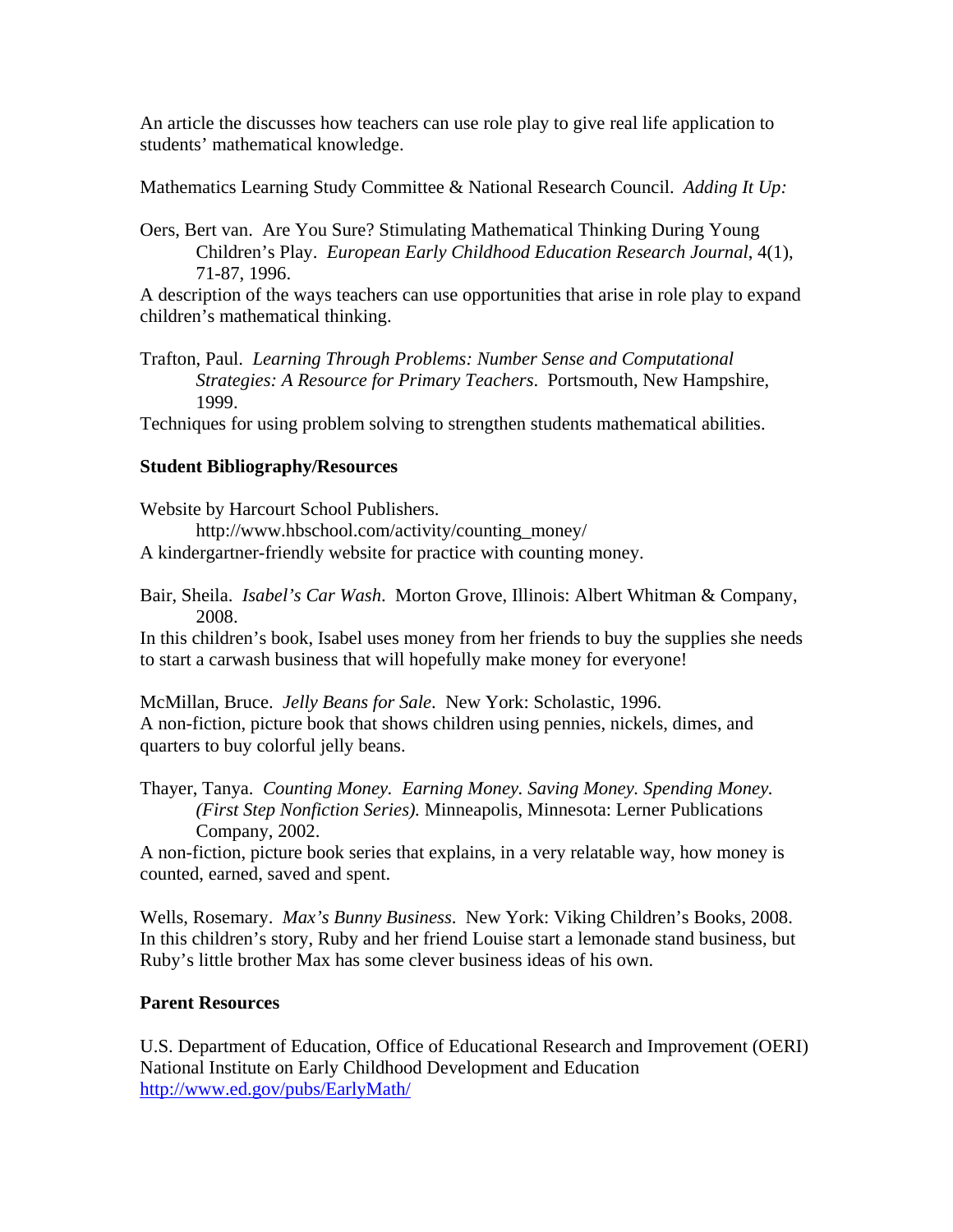An article the discusses how teachers can use role play to give real life application to students' mathematical knowledge.

Mathematics Learning Study Committee & National Research Council. *Adding It Up:*

Oers, Bert van. Are You Sure? Stimulating Mathematical Thinking During Young Children's Play. *European Early Childhood Education Research Journal*, 4(1), 71-87, 1996.

A description of the ways teachers can use opportunities that arise in role play to expand children's mathematical thinking.

Trafton, Paul. *Learning Through Problems: Number Sense and Computational Strategies: A Resource for Primary Teachers*. Portsmouth, New Hampshire, 1999.

Techniques for using problem solving to strengthen students mathematical abilities.

**Student Bibliography/Resources**

Website by Harcourt School Publishers.
http://www.hbschool.com/activity/counting_money/

A kindergartner-friendly website for practice with counting money.

Bair, Sheila. *Isabel's Car Wash*. Morton Grove, Illinois: Albert Whitman & Company, 2008.

In this children's book, Isabel uses money from her friends to buy the supplies she needs to start a carwash business that will hopefully make money for everyone!

McMillan, Bruce. *Jelly Beans for Sale*. New York: Scholastic, 1996.

A non-fiction, picture book that shows children using pennies, nickels, dimes, and quarters to buy colorful jelly beans.

Thayer, Tanya. *Counting Money. Earning Money. Saving Money. Spending Money. (First Step Nonfiction Series).* Minneapolis, Minnesota: Lerner Publications Company, 2002.

A non-fiction, picture book series that explains, in a very relatable way, how money is counted, earned, saved and spent.

Wells, Rosemary. *Max's Bunny Business*. New York: Viking Children's Books, 2008.

In this children's story, Ruby and her friend Louise start a lemonade stand business, but Ruby's little brother Max has some clever business ideas of his own.

**Parent Resources**

U.S. Department of Education, Office of Educational Research and Improvement (OERI)
National Institute on Early Childhood Development and Education
http://www.ed.gov/pubs/EarlyMath/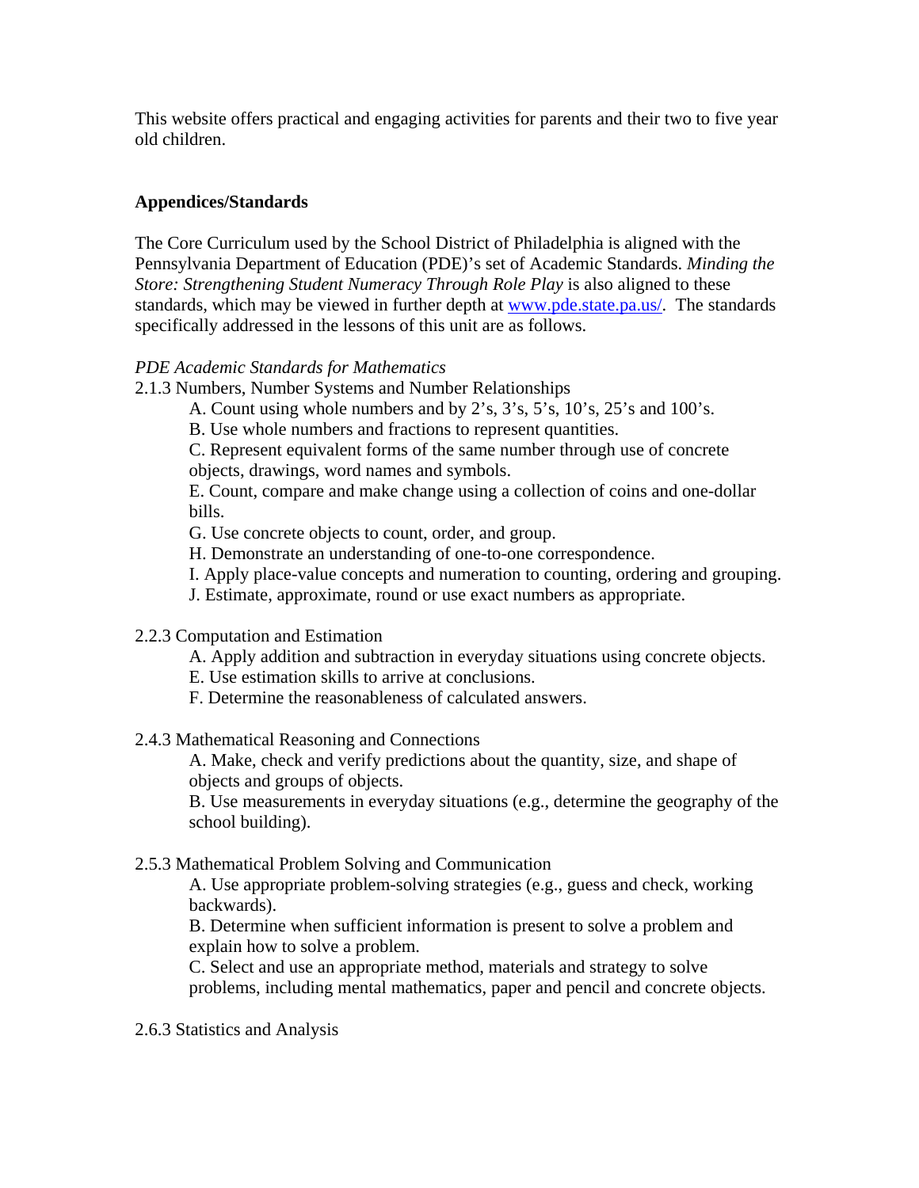This website offers practical and engaging activities for parents and their two to five year old children.

**Appendices/Standards**

The Core Curriculum used by the School District of Philadelphia is aligned with the Pennsylvania Department of Education (PDE)'s set of Academic Standards. *Minding the Store: Strengthening Student Numeracy Through Role Play* is also aligned to these standards, which may be viewed in further depth at [www.pde.state.pa.us/](http://www.pde.state.pa.us/). The standards specifically addressed in the lessons of this unit are as follows.

*PDE Academic Standards for Mathematics*

2.1.3 Numbers, Number Systems and Number Relationships

- A. Count using whole numbers and by 2's, 3's, 5's, 10's, 25's and 100's.
- B. Use whole numbers and fractions to represent quantities.
- C. Represent equivalent forms of the same number through use of concrete objects, drawings, word names and symbols.
- E. Count, compare and make change using a collection of coins and one-dollar bills.
- G. Use concrete objects to count, order, and group.
- H. Demonstrate an understanding of one-to-one correspondence.
- I. Apply place-value concepts and numeration to counting, ordering and grouping.
- J. Estimate, approximate, round or use exact numbers as appropriate.

2.2.3 Computation and Estimation

- A. Apply addition and subtraction in everyday situations using concrete objects.
- E. Use estimation skills to arrive at conclusions.
- F. Determine the reasonableness of calculated answers.

2.4.3 Mathematical Reasoning and Connections

- A. Make, check and verify predictions about the quantity, size, and shape of objects and groups of objects.
- B. Use measurements in everyday situations (e.g., determine the geography of the school building).

2.5.3 Mathematical Problem Solving and Communication

- A. Use appropriate problem-solving strategies (e.g., guess and check, working backwards).
- B. Determine when sufficient information is present to solve a problem and explain how to solve a problem.
- C. Select and use an appropriate method, materials and strategy to solve problems, including mental mathematics, paper and pencil and concrete objects.

2.6.3 Statistics and Analysis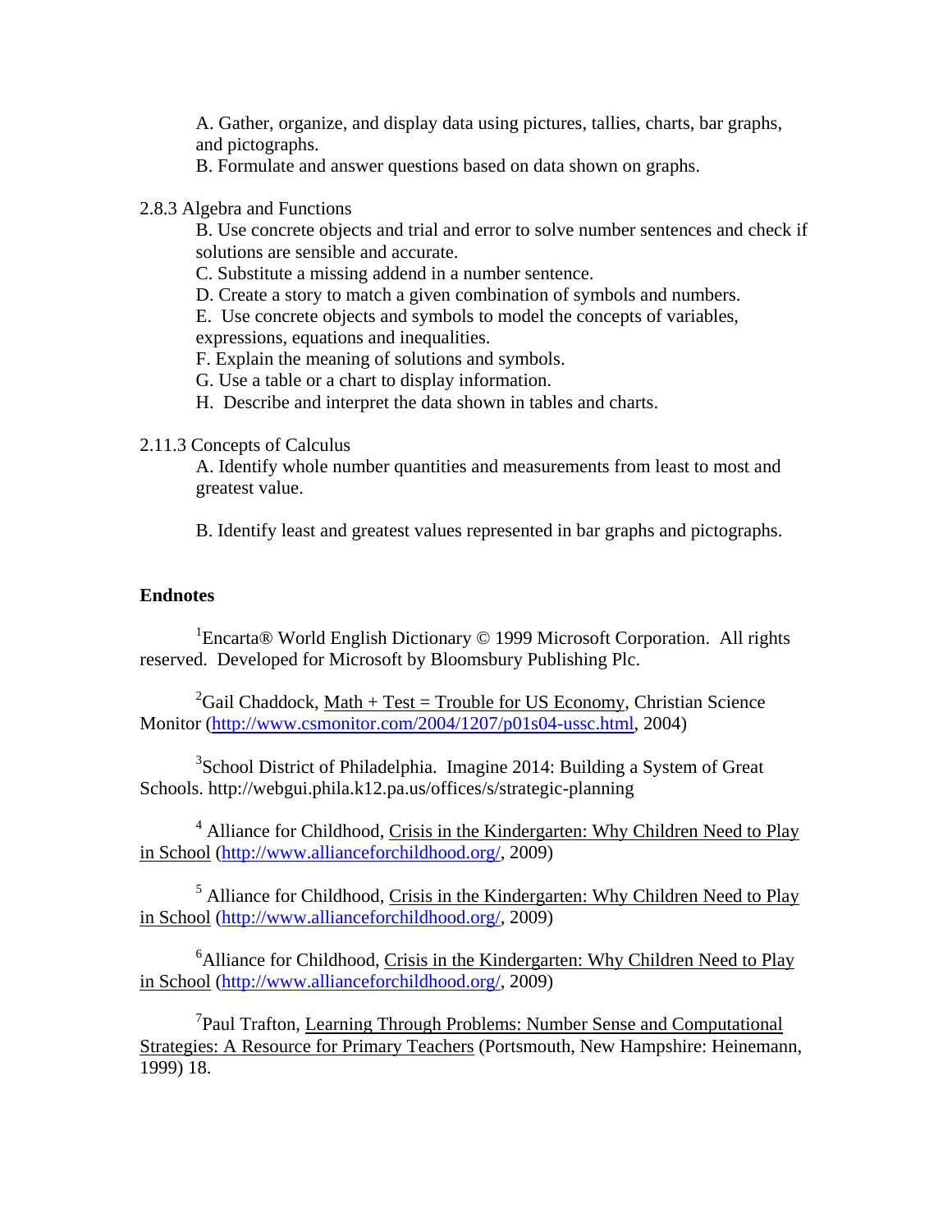A. Gather, organize, and display data using pictures, tallies, charts, bar graphs, and pictographs.

B. Formulate and answer questions based on data shown on graphs.

2.8.3 Algebra and Functions

B. Use concrete objects and trial and error to solve number sentences and check if solutions are sensible and accurate.

C. Substitute a missing addend in a number sentence.

D. Create a story to match a given combination of symbols and numbers.

E. Use concrete objects and symbols to model the concepts of variables, expressions, equations and inequalities.

F. Explain the meaning of solutions and symbols.

G. Use a table or a chart to display information.

H. Describe and interpret the data shown in tables and charts.

2.11.3 Concepts of Calculus

A. Identify whole number quantities and measurements from least to most and greatest value.

B. Identify least and greatest values represented in bar graphs and pictographs.

**Endnotes**

[1]Encarta® World English Dictionary © 1999 Microsoft Corporation. All rights reserved. Developed for Microsoft by Bloomsbury Publishing Plc.

[2]Gail Chaddock, Math + Test = Trouble for US Economy, Christian Science Monitor (http://www.csmonitor.com/2004/1207/p01s04-ussc.html, 2004)

[3]School District of Philadelphia. Imagine 2014: Building a System of Great Schools. http://webgui.phila.k12.pa.us/offices/s/strategic-planning

[4] Alliance for Childhood, Crisis in the Kindergarten: Why Children Need to Play in School (http://www.allianceforchildhood.org/, 2009)

[5] Alliance for Childhood, Crisis in the Kindergarten: Why Children Need to Play in School (http://www.allianceforchildhood.org/, 2009)

[6]Alliance for Childhood, Crisis in the Kindergarten: Why Children Need to Play in School (http://www.allianceforchildhood.org/, 2009)

[7]Paul Trafton, Learning Through Problems: Number Sense and Computational Strategies: A Resource for Primary Teachers (Portsmouth, New Hampshire: Heinemann, 1999) 18.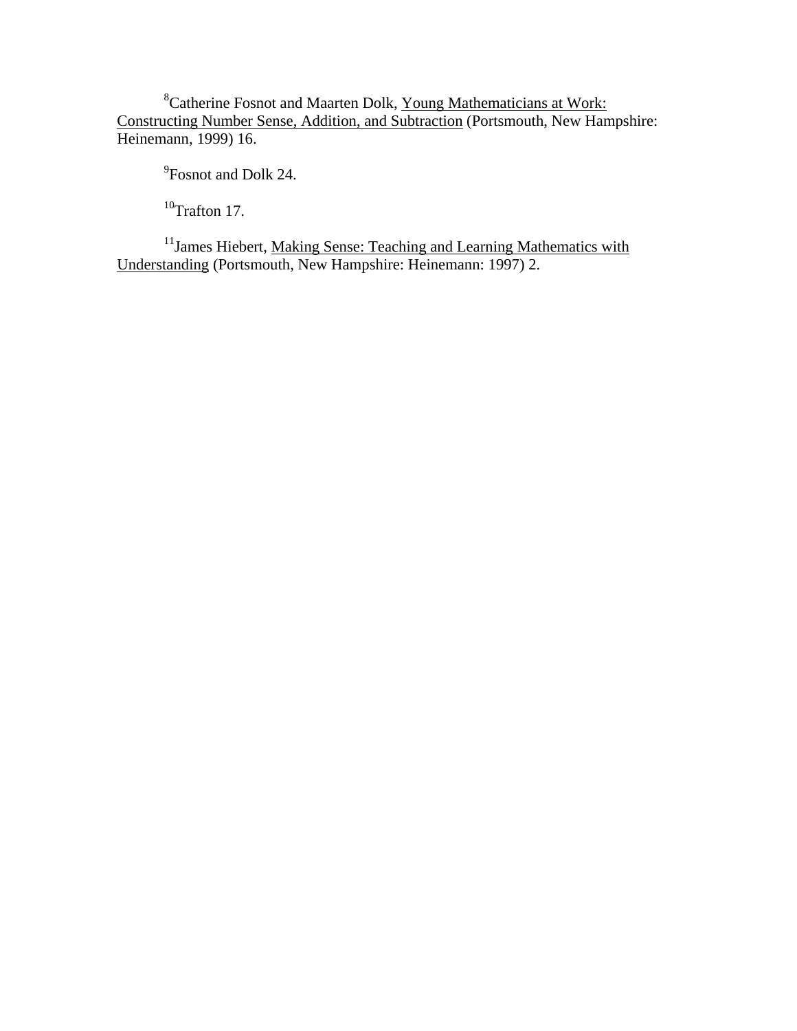[8]Catherine Fosnot and Maarten Dolk, Young Mathematicians at Work: Constructing Number Sense, Addition, and Subtraction (Portsmouth, New Hampshire: Heinemann, 1999) 16.

[9]Fosnot and Dolk 24.

[10]Trafton 17.

[11]James Hiebert, Making Sense: Teaching and Learning Mathematics with Understanding (Portsmouth, New Hampshire: Heinemann: 1997) 2.